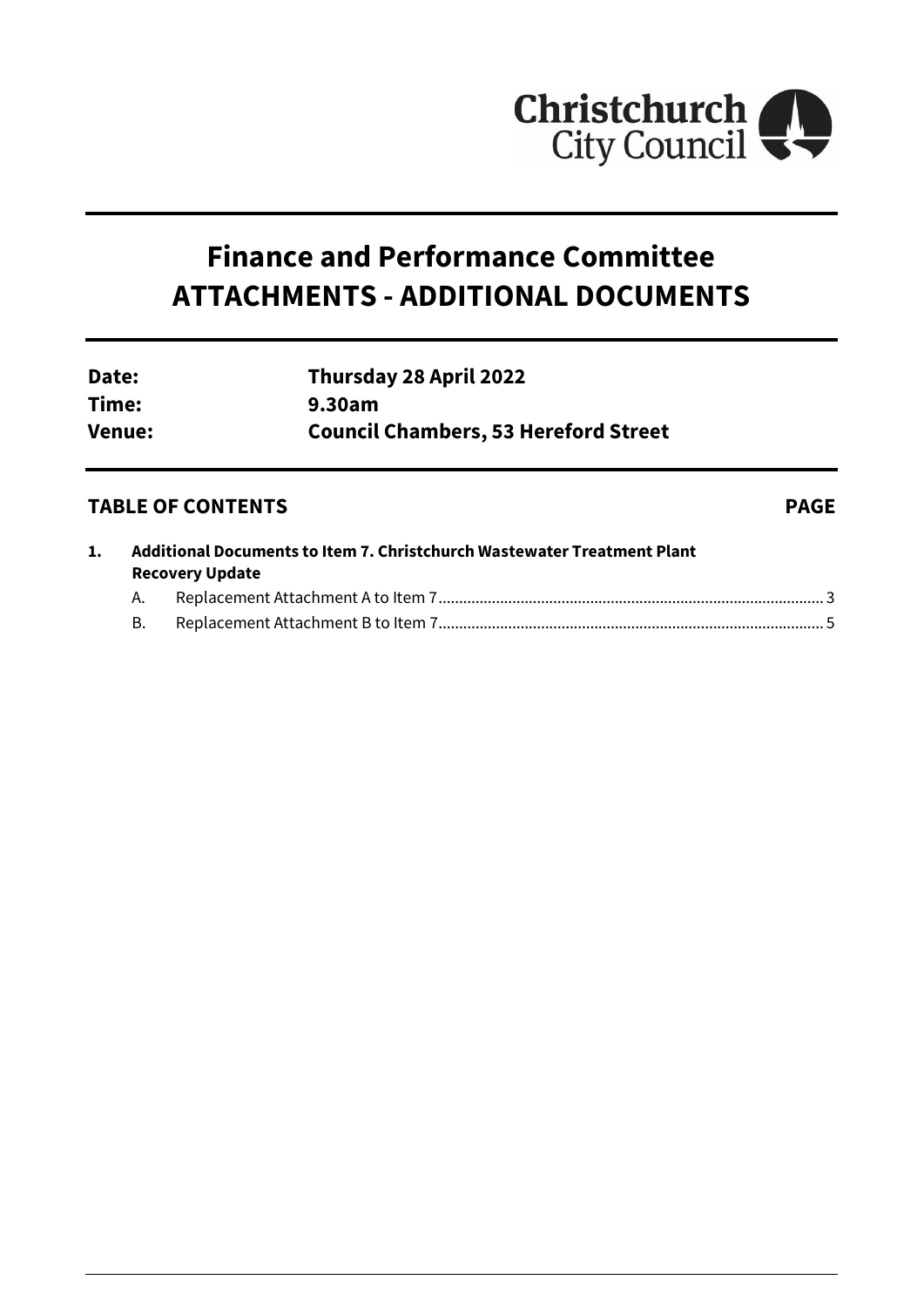Christchurch City Council

# Finance and Performance Committee
# ATTACHMENTS - ADDITIONAL DOCUMENTS

| | |
|---|---|
| **Date:** | **Thursday 28 April 2022** |
| **Time:** | **9.30am** |
| **Venue:** | **Council Chambers, 53 Hereford Street** |

## TABLE OF CONTENTS **PAGE**

**1. Additional Documents to Item 7. Christchurch Wastewater Treatment Plant Recovery Update**

A. Replacement Attachment A to Item 7 ........................................................................................... 3

B. Replacement Attachment B to Item 7 ........................................................................................... 5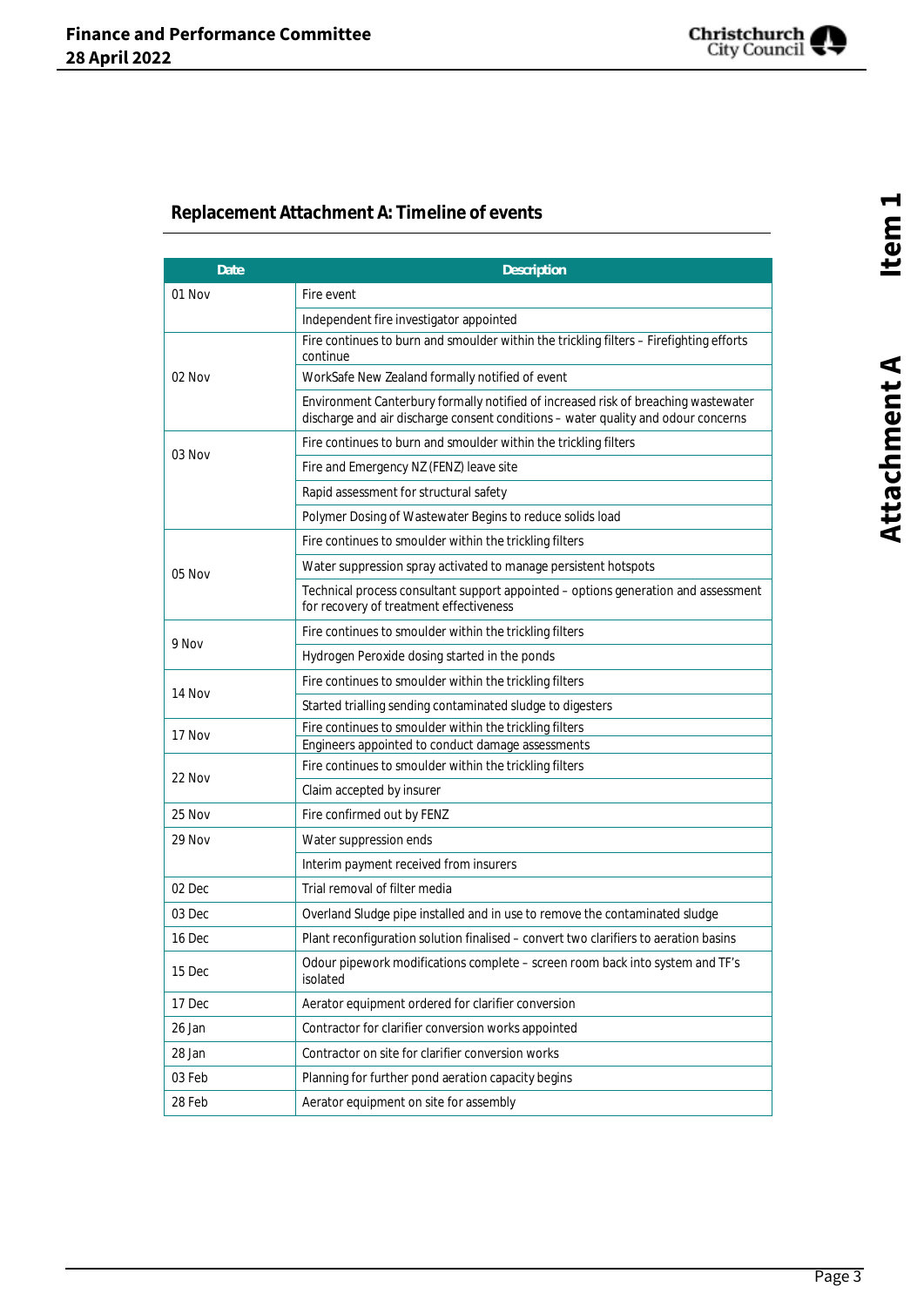## Replacement Attachment A: Timeline of events

| Date | Description |
|---|---|
| 01 Nov | Fire event |
| | Independent fire investigator appointed |
| 02 Nov | Fire continues to burn and smoulder within the trickling filters – Firefighting efforts continue |
| | WorkSafe New Zealand formally notified of event |
| | Environment Canterbury formally notified of increased risk of breaching wastewater discharge and air discharge consent conditions – water quality and odour concerns |
| 03 Nov | Fire continues to burn and smoulder within the trickling filters |
| | Fire and Emergency NZ (FENZ) leave site |
| | Rapid assessment for structural safety |
| | Polymer Dosing of Wastewater Begins to reduce solids load |
| 05 Nov | Fire continues to smoulder within the trickling filters |
| | Water suppression spray activated to manage persistent hotspots |
| | Technical process consultant support appointed – options generation and assessment for recovery of treatment effectiveness |
| 9 Nov | Fire continues to smoulder within the trickling filters |
| | Hydrogen Peroxide dosing started in the ponds |
| 14 Nov | Fire continues to smoulder within the trickling filters |
| | Started trialling sending contaminated sludge to digesters |
| 17 Nov | Fire continues to smoulder within the trickling filters |
| | Engineers appointed to conduct damage assessments |
| 22 Nov | Fire continues to smoulder within the trickling filters |
| | Claim accepted by insurer |
| 25 Nov | Fire confirmed out by FENZ |
| 29 Nov | Water suppression ends |
| | Interim payment received from insurers |
| 02 Dec | Trial removal of filter media |
| 03 Dec | Overland Sludge pipe installed and in use to remove the contaminated sludge |
| 16 Dec | Plant reconfiguration solution finalised – convert two clarifiers to aeration basins |
| 15 Dec | Odour pipework modifications complete – screen room back into system and TF's isolated |
| 17 Dec | Aerator equipment ordered for clarifier conversion |
| 26 Jan | Contractor for clarifier conversion works appointed |
| 28 Jan | Contractor on site for clarifier conversion works |
| 03 Feb | Planning for further pond aeration capacity begins |
| 28 Feb | Aerator equipment on site for assembly |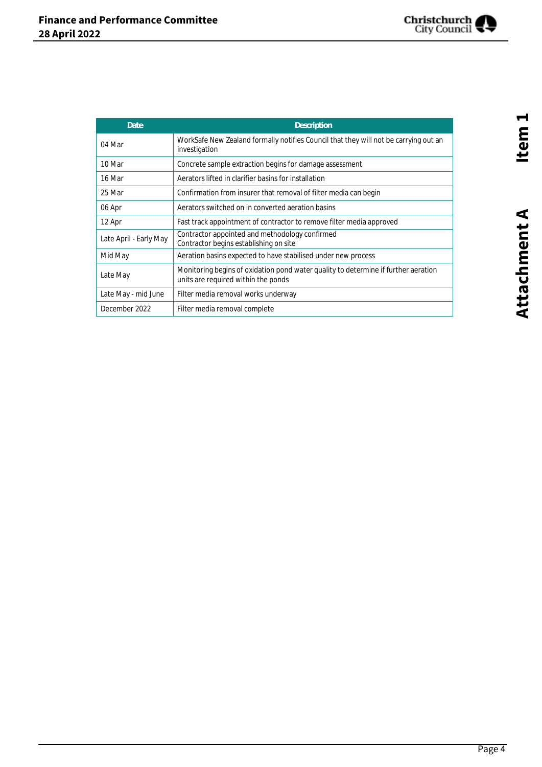| Date | Description |
|---|---|
| 04 Mar | WorkSafe New Zealand formally notifies Council that they will not be carrying out an investigation |
| 10 Mar | Concrete sample extraction begins for damage assessment |
| 16 Mar | Aerators lifted in clarifier basins for installation |
| 25 Mar | Confirmation from insurer that removal of filter media can begin |
| 06 Apr | Aerators switched on in converted aeration basins |
| 12 Apr | Fast track appointment of contractor to remove filter media approved |
| Late April - Early May | Contractor appointed and methodology confirmed<br>Contractor begins establishing on site |
| Mid May | Aeration basins expected to have stabilised under new process |
| Late May | Monitoring begins of oxidation pond water quality to determine if further aeration units are required within the ponds |
| Late May - mid June | Filter media removal works underway |
| December 2022 | Filter media removal complete |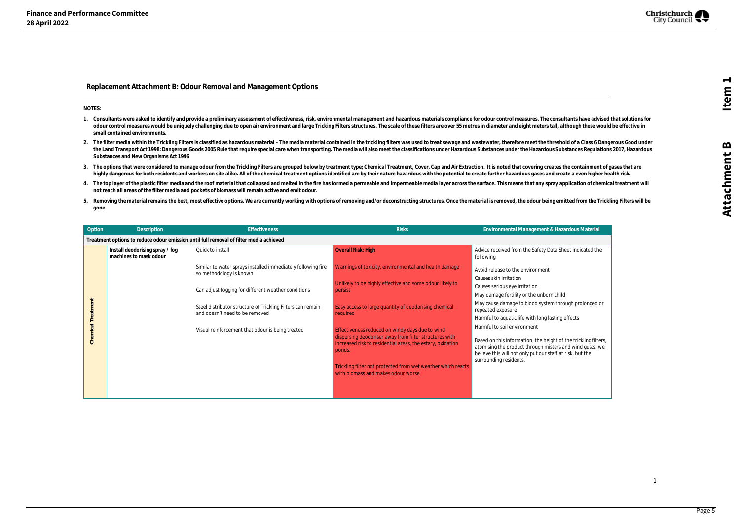## Replacement Attachment B: Odour Removal and Management Options

**NOTES:**

1. **Consultants were asked to identify and provide a preliminary assessment of effectiveness, risk, environmental management and hazardous materials compliance for odour control measures. The consultants have advised that solutions for odour control measures would be uniquely challenging due to open air environment and large Tricking Filters structures. The scale of these filters are over 55 metres in diameter and eight meters tall, although these would be effective in small contained environments.**
2. **The filter media within the Trickling Filters is classified as hazardous material – The media material contained in the trickling filters was used to treat sewage and wastewater, therefore meet the threshold of a Class 6 Dangerous Good under the Land Transport Act 1998: Dangerous Goods 2005 Rule that require special care when transporting. The media will also meet the classifications under Hazardous Substances under the Hazardous Substances Regulations 2017, Hazardous Substances and New Organisms Act 1996**
3. **The options that were considered to manage odour from the Trickling Filters are grouped below by treatment type; Chemical Treatment, Cover, Cap and Air Extraction. It is noted that covering creates the containment of gases that are highly dangerous for both residents and workers on site alike. All of the chemical treatment options identified are by their nature hazardous with the potential to create further hazardous gases and create a even higher health risk.**
4. **The top layer of the plastic filter media and the roof material that collapsed and melted in the fire has formed a permeable and impermeable media layer across the surface. This means that any spray application of chemical treatment will not reach all areas of the filter media and pockets of biomass will remain active and emit odour.**
5. **Removing the material remains the best, most effective options. We are currently working with options of removing and/or deconstructing structures. Once the material is removed, the odour being emitted from the Trickling Filters will be gone.**

| Option | Description | Effectiveness | Risks | Environmental Management & Hazardous Material |
|---|---|---|---|---|
| **Treatment options to reduce odour emission until full removal of filter media achieved** | | | | |
| Chemical Treatment | **Install deodorising spray / fog machines to mask odour** | Quick to install<br><br>Similar to water sprays installed immediately following fire so methodology is known<br><br>Can adjust fogging for different weather conditions<br><br>Steel distributor structure of Trickling Filters can remain and doesn't need to be removed<br><br>Visual reinforcement that odour is being treated | **Overall Risk: High**<br><br>Warnings of toxicity, environmental and health damage<br><br>Unlikely to be highly effective and some odour likely to persist<br><br>Easy access to large quantity of deodorising chemical required<br><br>Effectiveness reduced on windy days due to wind dispersing deodoriser away from filter structures with increased risk to residential areas, the estary, oxidation ponds.<br><br>Trickling filter not protected from wet weather which reacts with biomass and makes odour worse | Advice received from the Safety Data Sheet indicated the following<br><br>Avoid release to the environment<br>Causes skin irritation<br>Causes serious eye irritation<br>May damage fertility or the unborn child<br>May cause damage to blood system through prolonged or repeated exposure<br>Harmful to aquatic life with long lasting effects<br>Harmful to soil environment<br><br>Based on this information, the height of the trickling filters, atomising the product through misters and wind gusts, we believe this will not only put our staff at risk, but the surrounding residents. |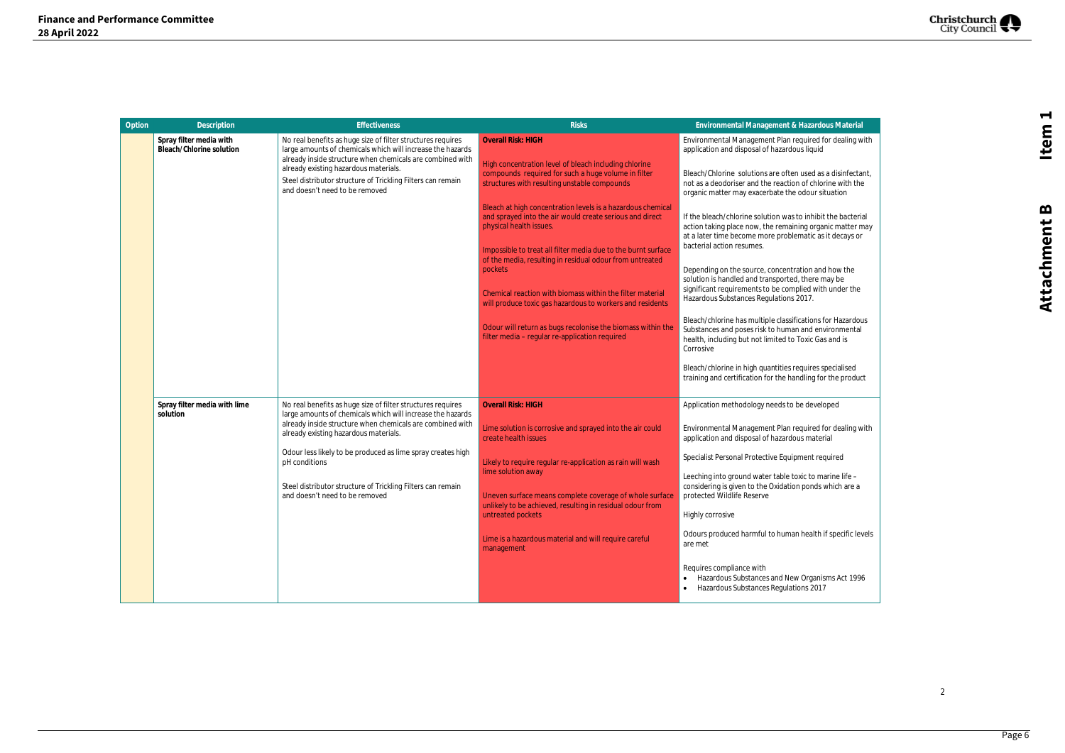| Option | Description | Effectiveness | Risks | Environmental Management & Hazardous Material |
|---|---|---|---|---|
| | **Spray filter media with Bleach/Chlorine solution** | No real benefits as huge size of filter structures requires large amounts of chemicals which will increase the hazards already inside structure when chemicals are combined with already existing hazardous materials.<br><br>Steel distributor structure of Trickling Filters can remain and doesn't need to be removed | **Overall Risk: HIGH**<br><br>High concentration level of bleach including chlorine compounds required for such a huge volume in filter structures with resulting unstable compounds<br><br>Bleach at high concentration levels is a hazardous chemical and sprayed into the air would create serious and direct physical health issues.<br><br>Impossible to treat all filter media due to the burnt surface of the media, resulting in residual odour from untreated pockets<br><br>Chemical reaction with biomass within the filter material will produce toxic gas hazardous to workers and residents<br><br>Odour will return as bugs recolonise the biomass within the filter media – regular re-application required | Environmental Management Plan required for dealing with application and disposal of hazardous liquid<br><br>Bleach/Chlorine solutions are often used as a disinfectant, not as a deodoriser and the reaction of chlorine with the organic matter may exacerbate the odour situation<br><br>If the bleach/chlorine solution was to inhibit the bacterial action taking place now, the remaining organic matter may at a later time become more problematic as it decays or bacterial action resumes.<br><br>Depending on the source, concentration and how the solution is handled and transported, there may be significant requirements to be complied with under the Hazardous Substances Regulations 2017.<br><br>Bleach/chlorine has multiple classifications for Hazardous Substances and poses risk to human and environmental health, including but not limited to Toxic Gas and is Corrosive<br><br>Bleach/chlorine in high quantities requires specialised training and certification for the handling for the product |
| | **Spray filter media with lime solution** | No real benefits as huge size of filter structures requires large amounts of chemicals which will increase the hazards already inside structure when chemicals are combined with already existing hazardous materials.<br><br>Odour less likely to be produced as lime spray creates high pH conditions<br><br>Steel distributor structure of Trickling Filters can remain and doesn't need to be removed | **Overall Risk: HIGH**<br><br>Lime solution is corrosive and sprayed into the air could create health issues<br><br>Likely to require regular re-application as rain will wash lime solution away<br><br>Uneven surface means complete coverage of whole surface unlikely to be achieved, resulting in residual odour from untreated pockets<br><br>Lime is a hazardous material and will require careful management | Application methodology needs to be developed<br><br>Environmental Management Plan required for dealing with application and disposal of hazardous material<br><br>Specialist Personal Protective Equipment required<br><br>Leeching into ground water table toxic to marine life – considering is given to the Oxidation ponds which are a protected Wildlife Reserve<br><br>Highly corrosive<br><br>Odours produced harmful to human health if specific levels are met<br><br>Requires compliance with<br>• Hazardous Substances and New Organisms Act 1996<br>• Hazardous Substances Regulations 2017 |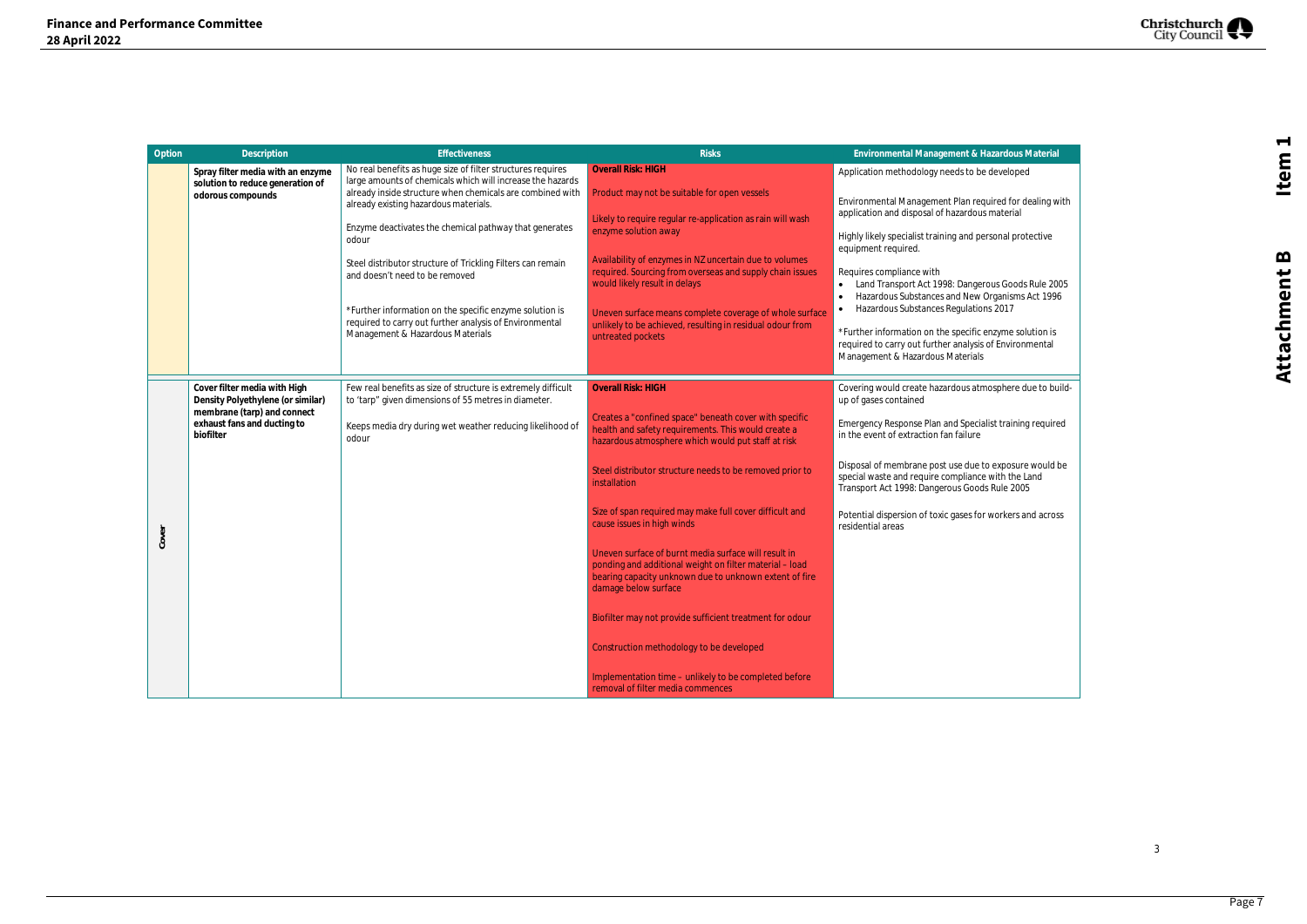| Option | Description | Effectiveness | Risks | Environmental Management & Hazardous Material |
|---|---|---|---|---|
| | **Spray filter media with an enzyme solution to reduce generation of odorous compounds** | No real benefits as huge size of filter structures requires large amounts of chemicals which will increase the hazards already inside structure when chemicals are combined with already existing hazardous materials.<br><br>Enzyme deactivates the chemical pathway that generates odour<br><br>Steel distributor structure of Trickling Filters can remain and doesn't need to be removed<br><br>*Further information on the specific enzyme solution is required to carry out further analysis of Environmental Management & Hazardous Materials | **Overall Risk: HIGH**<br><br>Product may not be suitable for open vessels<br><br>Likely to require regular re-application as rain will wash enzyme solution away<br><br>Availability of enzymes in NZ uncertain due to volumes required. Sourcing from overseas and supply chain issues would likely result in delays<br><br>Uneven surface means complete coverage of whole surface unlikely to be achieved, resulting in residual odour from untreated pockets | Application methodology needs to be developed<br><br>Environmental Management Plan required for dealing with application and disposal of hazardous material<br><br>Highly likely specialist training and personal protective equipment required.<br><br>Requires compliance with<br>• Land Transport Act 1998: Dangerous Goods Rule 2005<br>• Hazardous Substances and New Organisms Act 1996<br>• Hazardous Substances Regulations 2017<br><br>*Further information on the specific enzyme solution is required to carry out further analysis of Environmental Management & Hazardous Materials |
| Cover | **Cover filter media with High Density Polyethylene (or similar) membrane (tarp) and connect exhaust fans and ducting to biofilter** | Few real benefits as size of structure is extremely difficult to "tarp" given dimensions of 55 metres in diameter.<br><br>Keeps media dry during wet weather reducing likelihood of odour | **Overall Risk: HIGH**<br><br>Creates a "confined space" beneath cover with specific health and safety requirements. This would create a hazardous atmosphere which would put staff at risk<br><br>Steel distributor structure needs to be removed prior to installation<br><br>Size of span required may make full cover difficult and cause issues in high winds<br><br>Uneven surface of burnt media surface will result in ponding and additional weight on filter material – load bearing capacity unknown due to unknown extent of fire damage below surface<br><br>Biofilter may not provide sufficient treatment for odour<br><br>Construction methodology to be developed<br><br>Implementation time – unlikely to be completed before removal of filter media commences | Covering would create hazardous atmosphere due to build-up of gases contained<br><br>Emergency Response Plan and Specialist training required in the event of extraction fan failure<br><br>Disposal of membrane post use due to exposure would be special waste and require compliance with the Land Transport Act 1998: Dangerous Goods Rule 2005<br><br>Potential dispersion of toxic gases for workers and across residential areas |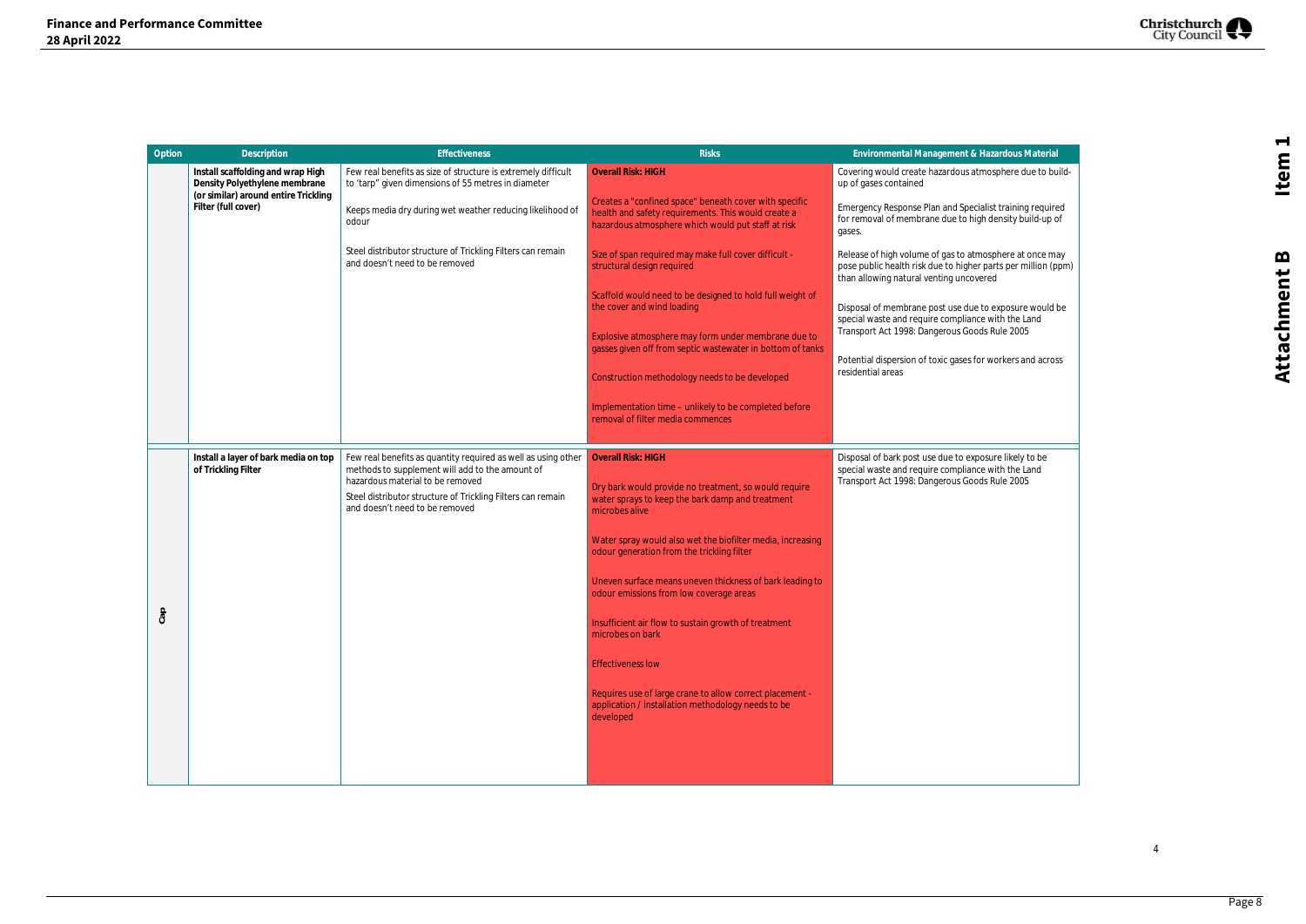| Option | Description | Effectiveness | Risks | Environmental Management & Hazardous Material |
|---|---|---|---|---|
| | **Install scaffolding and wrap High Density Polyethylene membrane (or similar) around entire Trickling Filter (full cover)** | Few real benefits as size of structure is extremely difficult to 'tarp' given dimensions of 55 metres in diameter<br><br>Keeps media dry during wet weather reducing likelihood of odour<br><br>Steel distributor structure of Trickling Filters can remain and doesn't need to be removed | **Overall Risk: HIGH**<br><br>Creates a "confined space" beneath cover with specific health and safety requirements. This would create a hazardous atmosphere which would put staff at risk<br><br>Size of span required may make full cover difficult - structural design required<br><br>Scaffold would need to be designed to hold full weight of the cover and wind loading<br><br>Explosive atmosphere may form under membrane due to gasses given off from septic wastewater in bottom of tanks<br><br>Construction methodology needs to be developed<br><br>Implementation time – unlikely to be completed before removal of filter media commences | Covering would create hazardous atmosphere due to build-up of gases contained<br><br>Emergency Response Plan and Specialist training required for removal of membrane due to high density build-up of gases.<br><br>Release of high volume of gas to atmosphere at once may pose public health risk due to higher parts per million (ppm) than allowing natural venting uncovered<br><br>Disposal of membrane post use due to exposure would be special waste and require compliance with the Land Transport Act 1998: Dangerous Goods Rule 2005<br><br>Potential dispersion of toxic gases for workers and across residential areas |
| Cap | **Install a layer of bark media on top of Trickling Filter** | Few real benefits as quantity required as well as using other methods to supplement will add to the amount of hazardous material to be removed<br><br>Steel distributor structure of Trickling Filters can remain and doesn't need to be removed | **Overall Risk: HIGH**<br><br>Dry bark would provide no treatment, so would require water sprays to keep the bark damp and treatment microbes alive<br><br>Water spray would also wet the biofilter media, increasing odour generation from the trickling filter<br><br>Uneven surface means uneven thickness of bark leading to odour emissions from low coverage areas<br><br>Insufficient air flow to sustain growth of treatment microbes on bark<br><br>Effectiveness low<br><br>Requires use of large crane to allow correct placement - application / installation methodology needs to be developed | Disposal of bark post use due to exposure likely to be special waste and require compliance with the Land Transport Act 1998: Dangerous Goods Rule 2005 |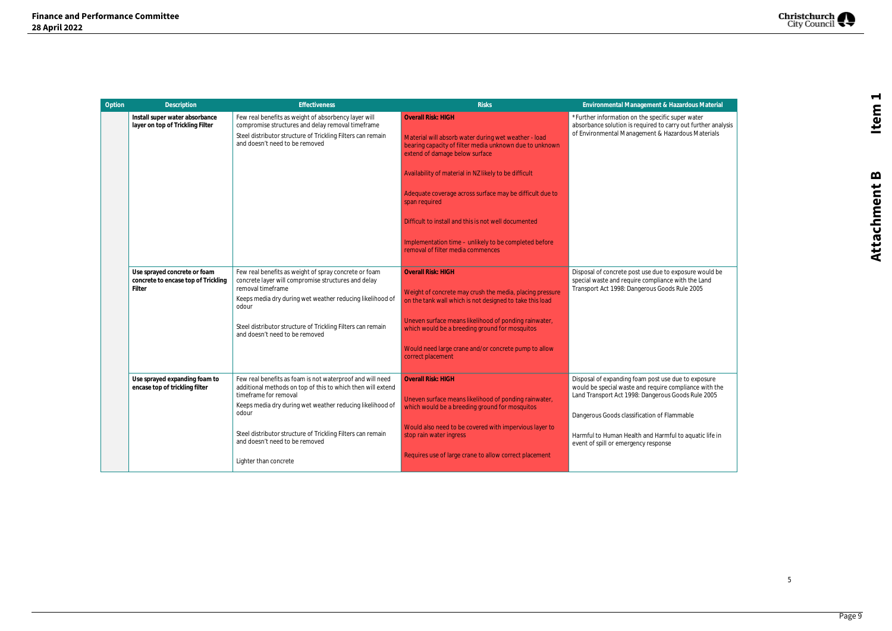| Option | Description | Effectiveness | Risks | Environmental Management & Hazardous Material |
|---|---|---|---|---|
| | **Install super water absorbance layer on top of Trickling Filter** | Few real benefits as weight of absorbency layer will compromise structures and delay removal timeframe<br><br>Steel distributor structure of Trickling Filters can remain and doesn't need to be removed | **Overall Risk: HIGH**<br><br>Material will absorb water during wet weather - load bearing capacity of filter media unknown due to unknown extend of damage below surface<br><br>Availability of material in NZ likely to be difficult<br><br>Adequate coverage across surface may be difficult due to span required<br><br>Difficult to install and this is not well documented<br><br>Implementation time – unlikely to be completed before removal of filter media commences | *Further information on the specific super water absorbance solution is required to carry out further analysis of Environmental Management & Hazardous Materials |
| | **Use sprayed concrete or foam concrete to encase top of Trickling Filter** | Few real benefits as weight of spray concrete or foam concrete layer will compromise structures and delay removal timeframe<br><br>Keeps media dry during wet weather reducing likelihood of odour<br><br>Steel distributor structure of Trickling Filters can remain and doesn't need to be removed | **Overall Risk: HIGH**<br><br>Weight of concrete may crush the media, placing pressure on the tank wall which is not designed to take this load<br><br>Uneven surface means likelihood of ponding rainwater, which would be a breeding ground for mosquitos<br><br>Would need large crane and/or concrete pump to allow correct placement | Disposal of concrete post use due to exposure would be special waste and require compliance with the Land Transport Act 1998: Dangerous Goods Rule 2005 |
| | **Use sprayed expanding foam to encase top of trickling filter** | Few real benefits as foam is not waterproof and will need additional methods on top of this to which then will extend timeframe for removal<br><br>Keeps media dry during wet weather reducing likelihood of odour<br><br>Steel distributor structure of Trickling Filters can remain and doesn't need to be removed<br><br>Lighter than concrete | **Overall Risk: HIGH**<br><br>Uneven surface means likelihood of ponding rainwater, which would be a breeding ground for mosquitos<br><br>Would also need to be covered with impervious layer to stop rain water ingress<br><br>Requires use of large crane to allow correct placement | Disposal of expanding foam post use due to exposure would be special waste and require compliance with the Land Transport Act 1998: Dangerous Goods Rule 2005<br><br>Dangerous Goods classification of Flammable<br><br>Harmful to Human Health and Harmful to aquatic life in event of spill or emergency response |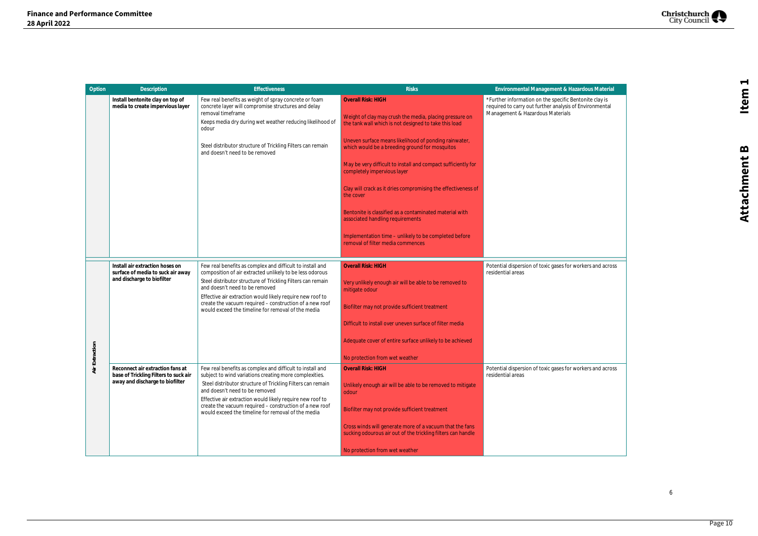| Option | Description | Effectiveness | Risks | Environmental Management & Hazardous Material |
| --- | --- | --- | --- | --- |
| | **Install bentonite clay on top of media to create impervious layer** | Few real benefits as weight of spray concrete or foam concrete layer will compromise structures and delay removal timeframe<br>Keeps media dry during wet weather reducing likelihood of odour<br>Steel distributor structure of Trickling Filters can remain and doesn't need to be removed | **Overall Risk: HIGH**<br>Weight of clay may crush the media, placing pressure on the tank wall which is not designed to take this load<br>Uneven surface means likelihood of ponding rainwater, which would be a breeding ground for mosquitos<br>May be very difficult to install and compact sufficiently for completely impervious layer<br>Clay will crack as it dries compromising the effectiveness of the cover<br>Bentonite is classified as a contaminated material with associated handling requirements<br>Implementation time – unlikely to be completed before removal of filter media commences | *Further information on the specific Bentonite clay is required to carry out further analysis of Environmental Management & Hazardous Materials |
| Air Extraction | **Install air extraction hoses on surface of media to suck air away and discharge to biofilter** | Few real benefits as complex and difficult to install and composition of air extracted unlikely to be less odorous<br>Steel distributor structure of Trickling Filters can remain and doesn't need to be removed<br>Effective air extraction would likely require new roof to create the vacuum required – construction of a new roof would exceed the timeline for removal of the media | **Overall Risk: HIGH**<br>Very unlikely enough air will be able to be removed to mitigate odour<br>Biofilter may not provide sufficient treatment<br>Difficult to install over uneven surface of filter media<br>Adequate cover of entire surface unlikely to be achieved<br>No protection from wet weather | Potential dispersion of toxic gases for workers and across residential areas |
| Air Extraction | **Reconnect air extraction fans at base of Trickling Filters to suck air away and discharge to biofilter** | Few real benefits as complex and difficult to install and subject to wind variations creating more complexities.<br>Steel distributor structure of Trickling Filters can remain and doesn't need to be removed<br>Effective air extraction would likely require new roof to create the vacuum required – construction of a new roof would exceed the timeline for removal of the media | **Overall Risk: HIGH**<br>Unlikely enough air will be able to be removed to mitigate odour<br>Biofilter may not provide sufficient treatment<br>Cross winds will generate more of a vacuum that the fans sucking odourous air out of the trickling filters can handle<br>No protection from wet weather | Potential dispersion of toxic gases for workers and across residential areas |